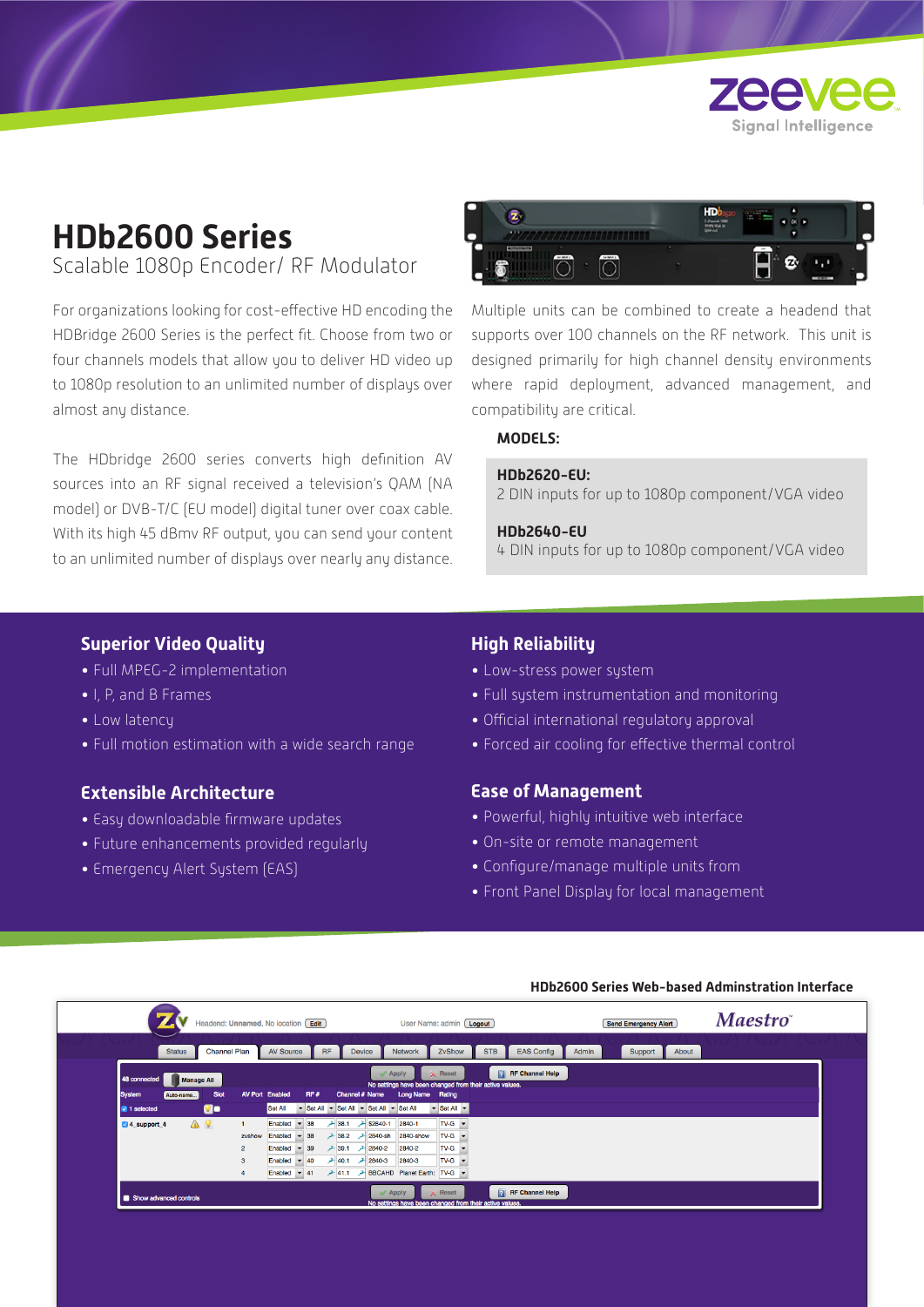zeevee
Signal Intelligence

# HDb2600 Series

Scalable 1080p Encoder/ RF Modulator

For organizations looking for cost-effective HD encoding the HDBridge 2600 Series is the perfect fit. Choose from two or four channels models that allow you to deliver HD video up to 1080p resolution to an unlimited number of displays over almost any distance.

The HDbridge 2600 series converts high definition AV sources into an RF signal received a television's QAM (NA model) or DVB-T/C (EU model) digital tuner over coax cable. With its high 45 dBmv RF output, you can send your content to an unlimited number of displays over nearly any distance.

Multiple units can be combined to create a headend that supports over 100 channels on the RF network. This unit is designed primarily for high channel density environments where rapid deployment, advanced management, and compatibility are critical.

**MODELS:**

**HDb2620-EU:**
2 DIN inputs for up to 1080p component/VGA video

**HDb2640-EU**
4 DIN inputs for up to 1080p component/VGA video

## Superior Video Quality

- Full MPEG-2 implementation
- I, P, and B Frames
- Low latency
- Full motion estimation with a wide search range

## Extensible Architecture

- Easy downloadable firmware updates
- Future enhancements provided regularly
- Emergency Alert System (EAS)

## High Reliability

- Low-stress power system
- Full system instrumentation and monitoring
- Official international regulatory approval
- Forced air cooling for effective thermal control

## Ease of Management

- Powerful, highly intuitive web interface
- On-site or remote management
- Configure/manage multiple units from
- Front Panel Display for local management

**HDb2600 Series Web-based Adminstration Interface**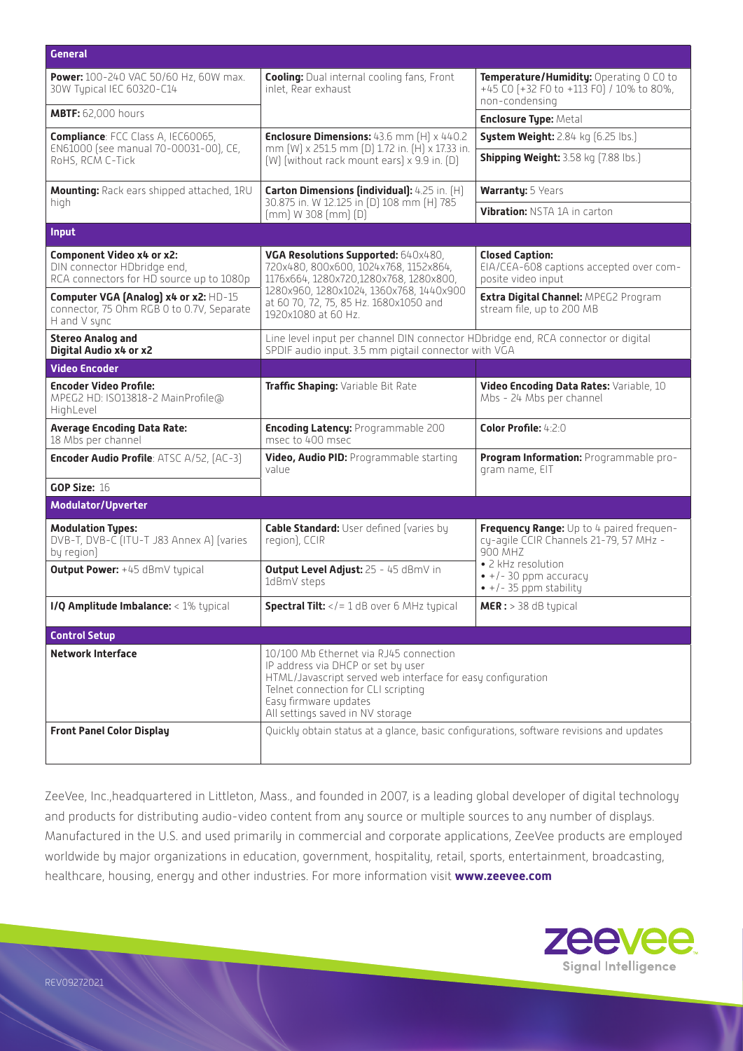| General | | |
|---|---|---|
| **Power:** 100-240 VAC 50/60 Hz, 60W max. 30W Typical IEC 60320-C14 | **Cooling:** Dual internal cooling fans, Front inlet, Rear exhaust | **Temperature/Humidity:** Operating 0 C0 to +45 C0 (+32 F0 to +113 F0) / 10% to 80%, non-condensing |
| **MBTF:** 62,000 hours | | **Enclosure Type:** Metal |
| **Compliance**: FCC Class A, IEC60065, EN61000 (see manual 70-00031-00), CE, RoHS, RCM C-Tick | **Enclosure Dimensions:** 43.6 mm (H) x 440.2 mm (W) x 251.5 mm (D) 1.72 in. (H) x 17.33 in. (W) (without rack mount ears) x 9.9 in. (D) | **System Weight:** 2.84 kg (6.25 lbs.) |
| | | **Shipping Weight:** 3.58 kg (7.88 lbs.) |
| **Mounting:** Rack ears shipped attached, 1RU high | **Carton Dimensions (individual):** 4.25 in. (H) 30.875 in. W 12.125 in (D) 108 mm (H) 785 (mm) W 308 (mm) (D) | **Warranty:** 5 Years |
| | | **Vibration:** NSTA 1A in carton |
| **Input** | | |
| **Component Video x4 or x2:** DIN connector HDbridge end, RCA connectors for HD source up to 1080p | **VGA Resolutions Supported:** 640x480, 720x480, 800x600, 1024x768, 1152x864, 1176x664, 1280x720,1280x768, 1280x800, 1280x960, 1280x1024, 1360x768, 1440x900 at 60 70, 72, 75, 85 Hz. 1680x1050 and 1920x1080 at 60 Hz. | **Closed Caption:** EIA/CEA-608 captions accepted over composite video input |
| **Computer VGA (Analog) x4 or x2:** HD-15 connector, 75 Ohm RGB 0 to 0.7V, Separate H and V sync | | **Extra Digital Channel:** MPEG2 Program stream file, up to 200 MB |
| **Stereo Analog and Digital Audio x4 or x2** | Line level input per channel DIN connector HDbridge end, RCA connector or digital SPDIF audio input. 3.5 mm pigtail connector with VGA | |
| **Video Encoder** | | |
| **Encoder Video Profile:** MPEG2 HD: ISO13818-2 MainProfile@HighLevel | **Traffic Shaping:** Variable Bit Rate | **Video Encoding Data Rates:** Variable, 10 Mbs - 24 Mbs per channel |
| **Average Encoding Data Rate:** 18 Mbs per channel | **Encoding Latency:** Programmable 200 msec to 400 msec | **Color Profile:** 4:2:0 |
| **Encoder Audio Profile**: ATSC A/52, (AC-3) | **Video, Audio PID:** Programmable starting value | **Program Information:** Programmable program name, EIT |
| **GOP Size:** 16 | | |
| **Modulator/Upverter** | | |
| **Modulation Types:** DVB-T, DVB-C (ITU-T J83 Annex A) (varies by region) | **Cable Standard:** User defined (varies by region), CCIR | **Frequency Range:** Up to 4 paired frequency-agile CCIR Channels 21-79, 57 MHz - 900 MHZ<br>• 2 kHz resolution<br>• +/- 30 ppm accuracy<br>• +/- 35 ppm stability |
| **Output Power:** +45 dBmV typical | **Output Level Adjust:** 25 - 45 dBmV in 1dBmV steps | |
| **I/Q Amplitude Imbalance:** < 1% typical | **Spectral Tilt:** </= 1 dB over 6 MHz typical | **MER :** > 38 dB typical |
| **Control Setup** | | |
| **Network Interface** | 10/100 Mb Ethernet via RJ45 connection<br>IP address via DHCP or set by user<br>HTML/Javascript served web interface for easy configuration<br>Telnet connection for CLI scripting<br>Easy firmware updates<br>All settings saved in NV storage | |
| **Front Panel Color Display** | Quickly obtain status at a glance, basic configurations, software revisions and updates | |

ZeeVee, Inc.,headquartered in Littleton, Mass., and founded in 2007, is a leading global developer of digital technology and products for distributing audio-video content from any source or multiple sources to any number of displays. Manufactured in the U.S. and used primarily in commercial and corporate applications, ZeeVee products are employed worldwide by major organizations in education, government, hospitality, retail, sports, entertainment, broadcasting, healthcare, housing, energy and other industries. For more information visit **www.zeevee.com**

zeevee Signal Intelligence

REV09272021